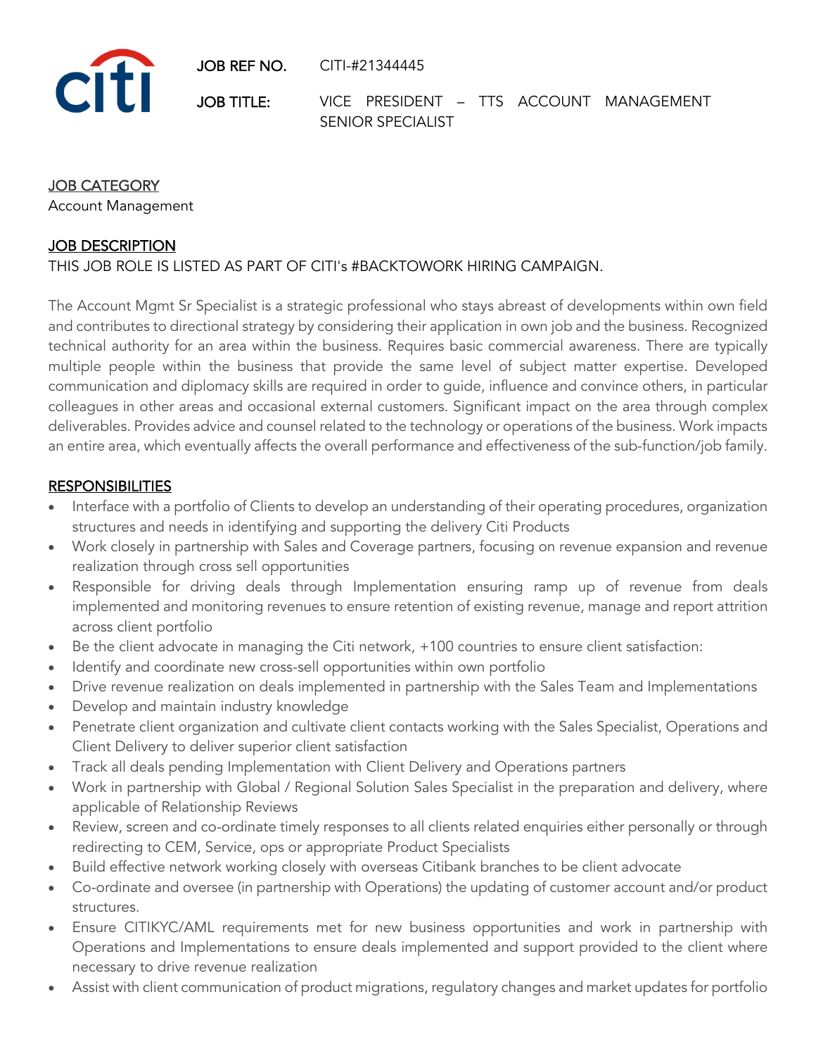citi

**JOB REF NO.** CITI-#21344445

**JOB TITLE:** VICE PRESIDENT – TTS ACCOUNT MANAGEMENT SENIOR SPECIALIST

## JOB CATEGORY

Account Management

## JOB DESCRIPTION

THIS JOB ROLE IS LISTED AS PART OF CITI's #BACKTOWORK HIRING CAMPAIGN.

The Account Mgmt Sr Specialist is a strategic professional who stays abreast of developments within own field and contributes to directional strategy by considering their application in own job and the business. Recognized technical authority for an area within the business. Requires basic commercial awareness. There are typically multiple people within the business that provide the same level of subject matter expertise. Developed communication and diplomacy skills are required in order to guide, influence and convince others, in particular colleagues in other areas and occasional external customers. Significant impact on the area through complex deliverables. Provides advice and counsel related to the technology or operations of the business. Work impacts an entire area, which eventually affects the overall performance and effectiveness of the sub-function/job family.

## RESPONSIBILITIES

- Interface with a portfolio of Clients to develop an understanding of their operating procedures, organization structures and needs in identifying and supporting the delivery Citi Products
- Work closely in partnership with Sales and Coverage partners, focusing on revenue expansion and revenue realization through cross sell opportunities
- Responsible for driving deals through Implementation ensuring ramp up of revenue from deals implemented and monitoring revenues to ensure retention of existing revenue, manage and report attrition across client portfolio
- Be the client advocate in managing the Citi network, +100 countries to ensure client satisfaction:
- Identify and coordinate new cross-sell opportunities within own portfolio
- Drive revenue realization on deals implemented in partnership with the Sales Team and Implementations
- Develop and maintain industry knowledge
- Penetrate client organization and cultivate client contacts working with the Sales Specialist, Operations and Client Delivery to deliver superior client satisfaction
- Track all deals pending Implementation with Client Delivery and Operations partners
- Work in partnership with Global / Regional Solution Sales Specialist in the preparation and delivery, where applicable of Relationship Reviews
- Review, screen and co-ordinate timely responses to all clients related enquiries either personally or through redirecting to CEM, Service, ops or appropriate Product Specialists
- Build effective network working closely with overseas Citibank branches to be client advocate
- Co-ordinate and oversee (in partnership with Operations) the updating of customer account and/or product structures.
- Ensure CITIKYC/AML requirements met for new business opportunities and work in partnership with Operations and Implementations to ensure deals implemented and support provided to the client where necessary to drive revenue realization
- Assist with client communication of product migrations, regulatory changes and market updates for portfolio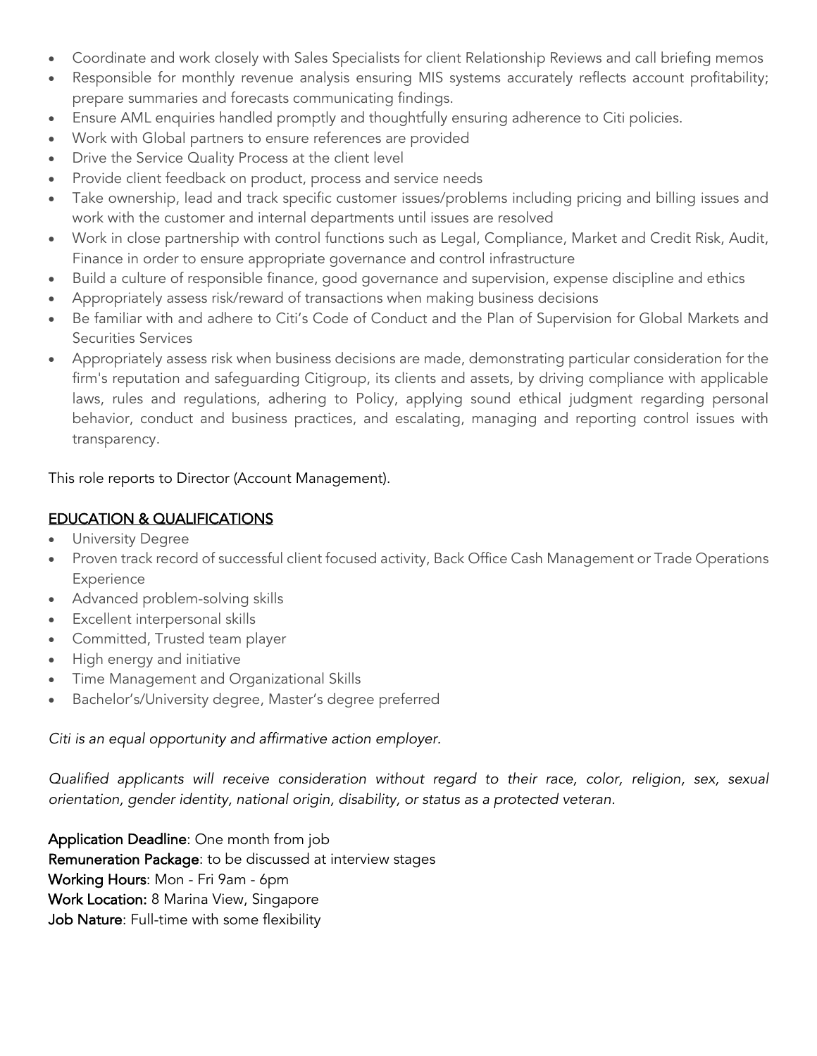- Coordinate and work closely with Sales Specialists for client Relationship Reviews and call briefing memos
- Responsible for monthly revenue analysis ensuring MIS systems accurately reflects account profitability; prepare summaries and forecasts communicating findings.
- Ensure AML enquiries handled promptly and thoughtfully ensuring adherence to Citi policies.
- Work with Global partners to ensure references are provided
- Drive the Service Quality Process at the client level
- Provide client feedback on product, process and service needs
- Take ownership, lead and track specific customer issues/problems including pricing and billing issues and work with the customer and internal departments until issues are resolved
- Work in close partnership with control functions such as Legal, Compliance, Market and Credit Risk, Audit, Finance in order to ensure appropriate governance and control infrastructure
- Build a culture of responsible finance, good governance and supervision, expense discipline and ethics
- Appropriately assess risk/reward of transactions when making business decisions
- Be familiar with and adhere to Citi's Code of Conduct and the Plan of Supervision for Global Markets and Securities Services
- Appropriately assess risk when business decisions are made, demonstrating particular consideration for the firm's reputation and safeguarding Citigroup, its clients and assets, by driving compliance with applicable laws, rules and regulations, adhering to Policy, applying sound ethical judgment regarding personal behavior, conduct and business practices, and escalating, managing and reporting control issues with transparency.

This role reports to Director (Account Management).

## EDUCATION & QUALIFICATIONS

- University Degree
- Proven track record of successful client focused activity, Back Office Cash Management or Trade Operations Experience
- Advanced problem-solving skills
- Excellent interpersonal skills
- Committed, Trusted team player
- High energy and initiative
- Time Management and Organizational Skills
- Bachelor's/University degree, Master's degree preferred

*Citi is an equal opportunity and affirmative action employer.*

*Qualified applicants will receive consideration without regard to their race, color, religion, sex, sexual orientation, gender identity, national origin, disability, or status as a protected veteran.*

**Application Deadline**: One month from job
**Remuneration Package**: to be discussed at interview stages
**Working Hours**: Mon - Fri 9am - 6pm
**Work Location:** 8 Marina View, Singapore
**Job Nature**: Full-time with some flexibility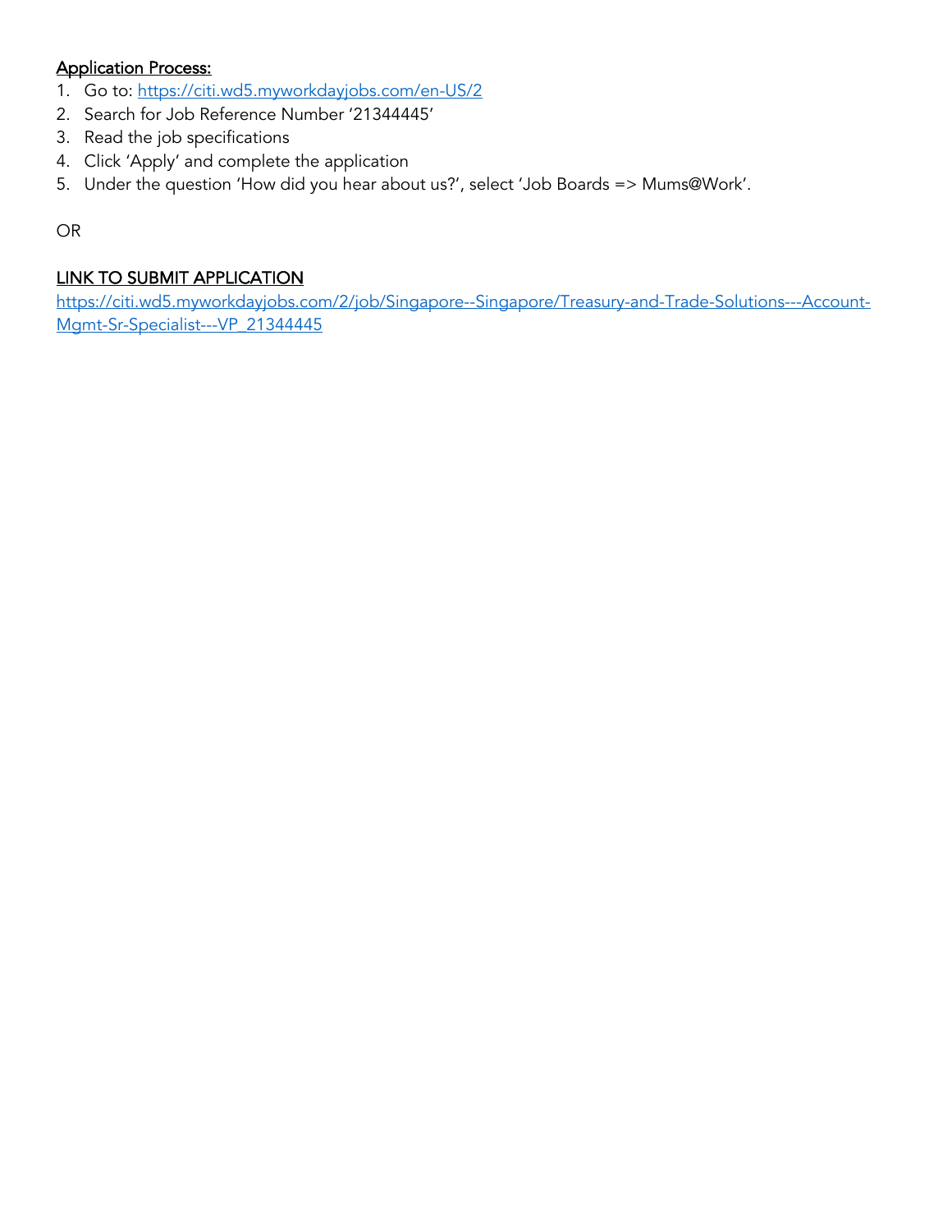<u>Application Process:</u>

1. Go to: [https://citi.wd5.myworkdayjobs.com/en-US/2](https://citi.wd5.myworkdayjobs.com/en-US/2)
2. Search for Job Reference Number '21344445'
3. Read the job specifications
4. Click 'Apply' and complete the application
5. Under the question 'How did you hear about us?', select 'Job Boards => Mums@Work'.

OR

<u>LINK TO SUBMIT APPLICATION</u>

[https://citi.wd5.myworkdayjobs.com/2/job/Singapore--Singapore/Treasury-and-Trade-Solutions---Account-Mgmt-Sr-Specialist---VP_21344445](https://citi.wd5.myworkdayjobs.com/2/job/Singapore--Singapore/Treasury-and-Trade-Solutions---Account-Mgmt-Sr-Specialist---VP_21344445)